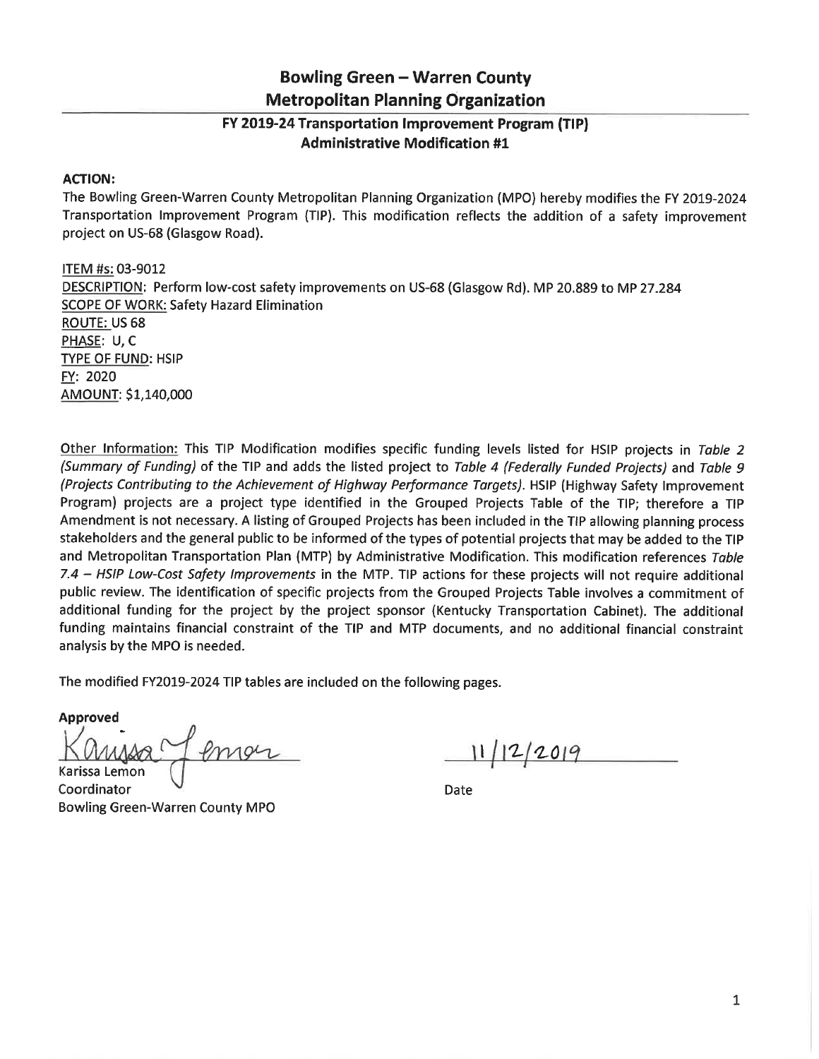# Bowling Green – Warren County Metropolitan Planning Organization

## FY 2019-24 Transportation Improvement Program (TIP) Administrative Modification #1

**ACTION:**

The Bowling Green-Warren County Metropolitan Planning Organization (MPO) hereby modifies the FY 2019-2024 Transportation Improvement Program (TIP). This modification reflects the addition of a safety improvement project on US-68 (Glasgow Road).

ITEM #s: 03-9012
DESCRIPTION: Perform low-cost safety improvements on US-68 (Glasgow Rd). MP 20.889 to MP 27.284
SCOPE OF WORK: Safety Hazard Elimination
ROUTE: US 68
PHASE: U, C
TYPE OF FUND: HSIP
FY: 2020
AMOUNT: $1,140,000

Other Information: This TIP Modification modifies specific funding levels listed for HSIP projects in *Table 2 (Summary of Funding)* of the TIP and adds the listed project to *Table 4 (Federally Funded Projects)* and *Table 9 (Projects Contributing to the Achievement of Highway Performance Targets)*. HSIP (Highway Safety Improvement Program) projects are a project type identified in the Grouped Projects Table of the TIP; therefore a TIP Amendment is not necessary. A listing of Grouped Projects has been included in the TIP allowing planning process stakeholders and the general public to be informed of the types of potential projects that may be added to the TIP and Metropolitan Transportation Plan (MTP) by Administrative Modification. This modification references *Table 7.4 – HSIP Low-Cost Safety Improvements* in the MTP. TIP actions for these projects will not require additional public review. The identification of specific projects from the Grouped Projects Table involves a commitment of additional funding for the project by the project sponsor (Kentucky Transportation Cabinet). The additional funding maintains financial constraint of the TIP and MTP documents, and no additional financial constraint analysis by the MPO is needed.

The modified FY2019-2024 TIP tables are included on the following pages.

**Approved**

Karissa Lemon
Coordinator
Bowling Green-Warren County MPO

11/12/2019
Date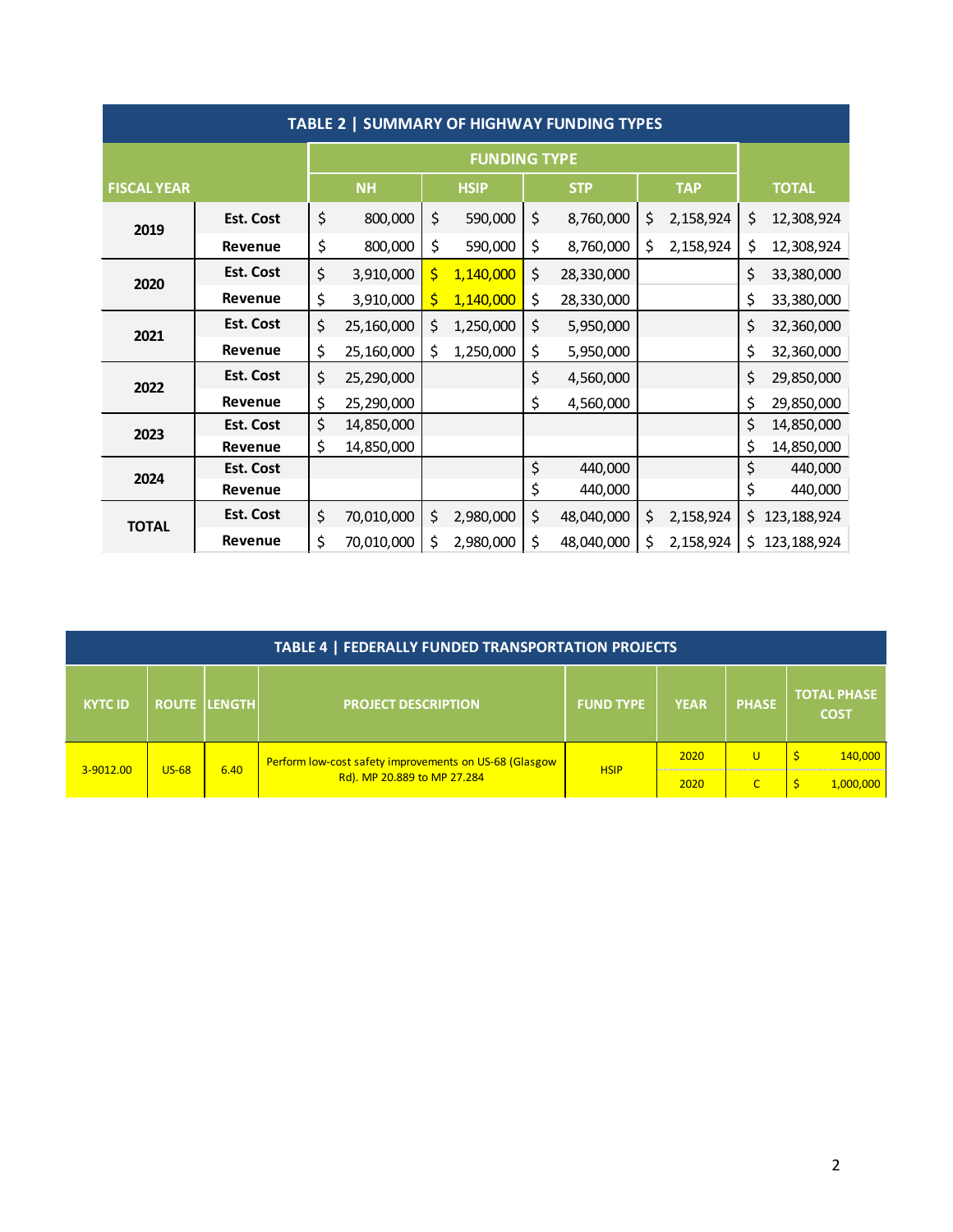**TABLE 2 | SUMMARY OF HIGHWAY FUNDING TYPES**

| FISCAL YEAR | | FUNDING TYPE | | | | TOTAL |
|---|---|---|---|---|---|---|
| | | NH | HSIP | STP | TAP | |
| 2019 | Est. Cost | $ 800,000 | $ 590,000 | $ 8,760,000 | $ 2,158,924 | $ 12,308,924 |
| | Revenue | $ 800,000 | $ 590,000 | $ 8,760,000 | $ 2,158,924 | $ 12,308,924 |
| 2020 | Est. Cost | $ 3,910,000 | $ 1,140,000 | $ 28,330,000 | | $ 33,380,000 |
| | Revenue | $ 3,910,000 | $ 1,140,000 | $ 28,330,000 | | $ 33,380,000 |
| 2021 | Est. Cost | $ 25,160,000 | $ 1,250,000 | $ 5,950,000 | | $ 32,360,000 |
| | Revenue | $ 25,160,000 | $ 1,250,000 | $ 5,950,000 | | $ 32,360,000 |
| 2022 | Est. Cost | $ 25,290,000 | | $ 4,560,000 | | $ 29,850,000 |
| | Revenue | $ 25,290,000 | | $ 4,560,000 | | $ 29,850,000 |
| 2023 | Est. Cost | $ 14,850,000 | | | | $ 14,850,000 |
| | Revenue | $ 14,850,000 | | | | $ 14,850,000 |
| 2024 | Est. Cost | | | $ 440,000 | | $ 440,000 |
| | Revenue | | | $ 440,000 | | $ 440,000 |
| TOTAL | Est. Cost | $ 70,010,000 | $ 2,980,000 | $ 48,040,000 | $ 2,158,924 | $ 123,188,924 |
| | Revenue | $ 70,010,000 | $ 2,980,000 | $ 48,040,000 | $ 2,158,924 | $ 123,188,924 |

**TABLE 4 | FEDERALLY FUNDED TRANSPORTATION PROJECTS**

| KYTC ID | ROUTE | LENGTH | PROJECT DESCRIPTION | FUND TYPE | YEAR | PHASE | TOTAL PHASE COST |
|---|---|---|---|---|---|---|---|
| 3-9012.00 | US-68 | 6.40 | Perform low-cost safety improvements on US-68 (Glasgow Rd). MP 20.889 to MP 27.284 | HSIP | 2020 | U | $ 140,000 |
| | | | | | 2020 | C | $ 1,000,000 |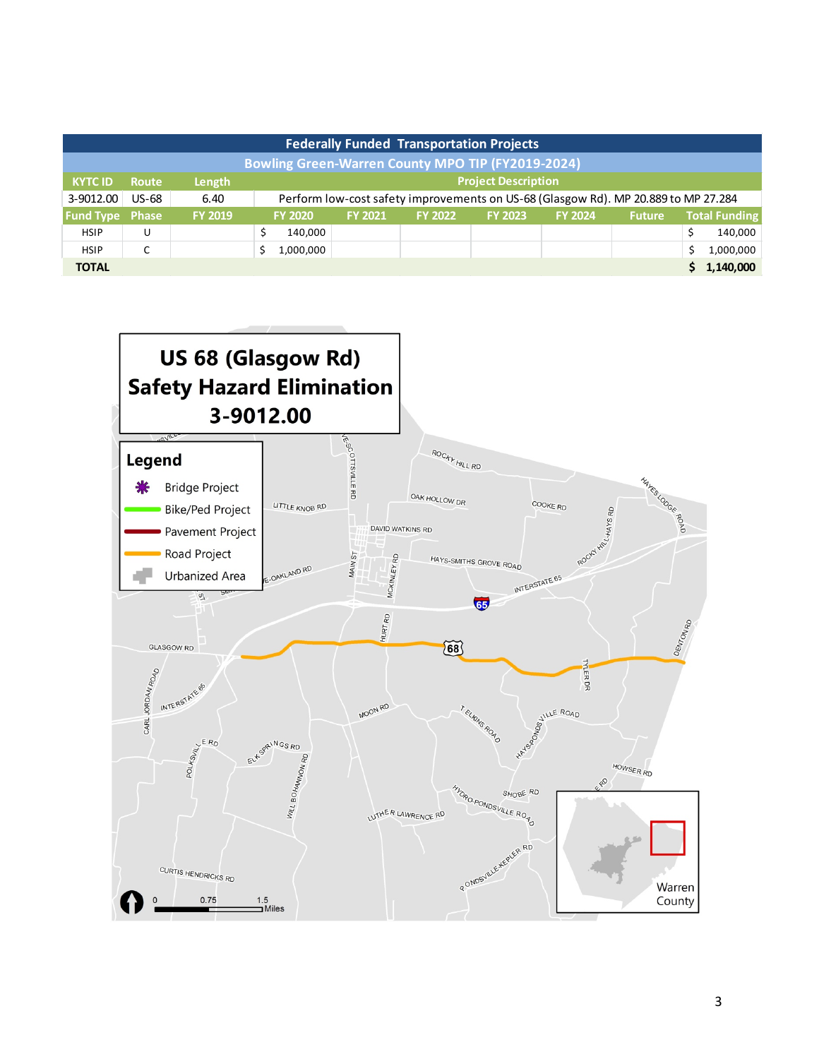| Federally Funded Transportation Projects | | | | | | | | | |
|---|---|---|---|---|---|---|---|---|---|
| Bowling Green-Warren County MPO TIP (FY2019-2024) | | | | | | | | | |
| KYTC ID | Route | Length | Project Description | | | | | | |
| 3-9012.00 | US-68 | 6.40 | Perform low-cost safety improvements on US-68 (Glasgow Rd). MP 20.889 to MP 27.284 | | | | | | |
| Fund Type | Phase | FY 2019 | FY 2020 | FY 2021 | FY 2022 | FY 2023 | FY 2024 | Future | Total Funding |
| HSIP | U | | $ 140,000 | | | | | | $ 140,000 |
| HSIP | C | | $ 1,000,000 | | | | | | $ 1,000,000 |
| **TOTAL** | | | | | | | | | **$ 1,140,000** |

# US 68 (Glasgow Rd) Safety Hazard Elimination 3-9012.00

**Legend**

- Bridge Project
- Bike/Ped Project
- Pavement Project
- Road Project
- Urbanized Area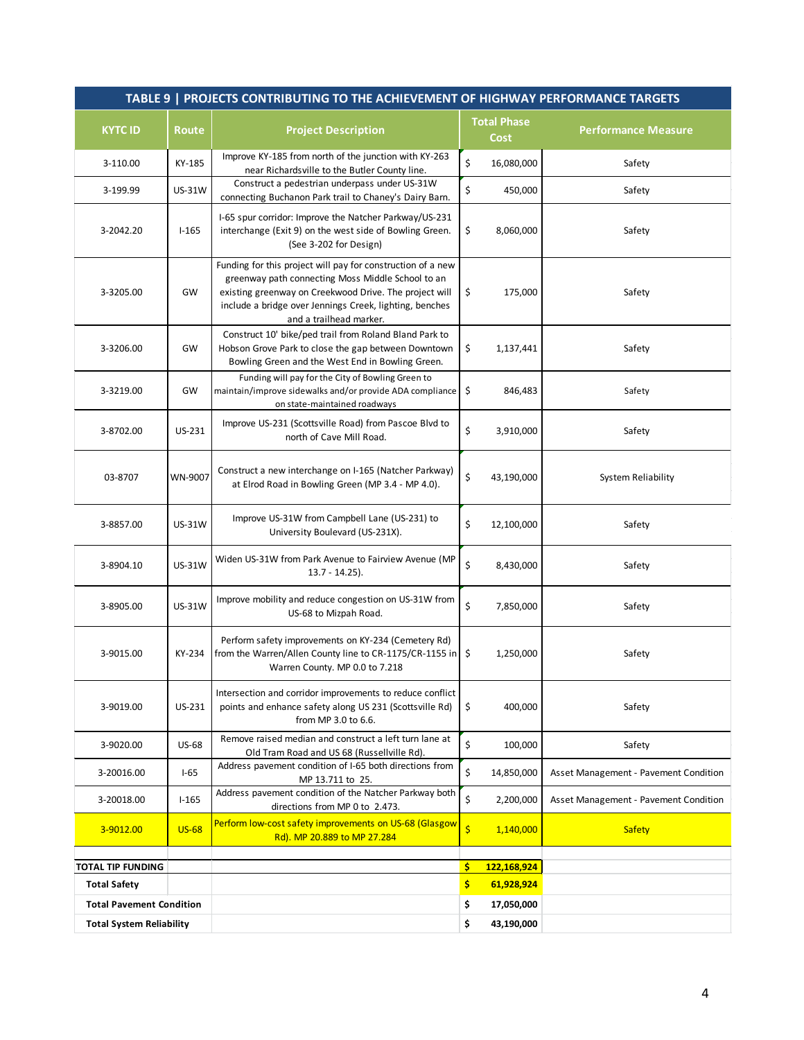| TABLE 9 \| PROJECTS CONTRIBUTING TO THE ACHIEVEMENT OF HIGHWAY PERFORMANCE TARGETS | | | | |
|---|---|---|---|---|
| **KYTC ID** | **Route** | **Project Description** | **Total Phase Cost** | **Performance Measure** |
| 3-110.00 | KY-185 | Improve KY-185 from north of the junction with KY-263 near Richardsville to the Butler County line. | $ 16,080,000 | Safety |
| 3-199.99 | US-31W | Construct a pedestrian underpass under US-31W connecting Buchanon Park trail to Chaney's Dairy Barn. | $ 450,000 | Safety |
| 3-2042.20 | I-165 | I-65 spur corridor: Improve the Natcher Parkway/US-231 interchange (Exit 9) on the west side of Bowling Green. (See 3-202 for Design) | $ 8,060,000 | Safety |
| 3-3205.00 | GW | Funding for this project will pay for construction of a new greenway path connecting Moss Middle School to an existing greenway on Creekwood Drive. The project will include a bridge over Jennings Creek, lighting, benches and a trailhead marker. | $ 175,000 | Safety |
| 3-3206.00 | GW | Construct 10' bike/ped trail from Roland Bland Park to Hobson Grove Park to close the gap between Downtown Bowling Green and the West End in Bowling Green. | $ 1,137,441 | Safety |
| 3-3219.00 | GW | Funding will pay for the City of Bowling Green to maintain/improve sidewalks and/or provide ADA compliance on state-maintained roadways | $ 846,483 | Safety |
| 3-8702.00 | US-231 | Improve US-231 (Scottsville Road) from Pascoe Blvd to north of Cave Mill Road. | $ 3,910,000 | Safety |
| 03-8707 | WN-9007 | Construct a new interchange on I-165 (Natcher Parkway) at Elrod Road in Bowling Green (MP 3.4 - MP 4.0). | $ 43,190,000 | System Reliability |
| 3-8857.00 | US-31W | Improve US-31W from Campbell Lane (US-231) to University Boulevard (US-231X). | $ 12,100,000 | Safety |
| 3-8904.10 | US-31W | Widen US-31W from Park Avenue to Fairview Avenue (MP 13.7 - 14.25). | $ 8,430,000 | Safety |
| 3-8905.00 | US-31W | Improve mobility and reduce congestion on US-31W from US-68 to Mizpah Road. | $ 7,850,000 | Safety |
| 3-9015.00 | KY-234 | Perform safety improvements on KY-234 (Cemetery Rd) from the Warren/Allen County line to CR-1175/CR-1155 in Warren County. MP 0.0 to 7.218 | $ 1,250,000 | Safety |
| 3-9019.00 | US-231 | Intersection and corridor improvements to reduce conflict points and enhance safety along US 231 (Scottsville Rd) from MP 3.0 to 6.6. | $ 400,000 | Safety |
| 3-9020.00 | US-68 | Remove raised median and construct a left turn lane at Old Tram Road and US 68 (Russellville Rd). | $ 100,000 | Safety |
| 3-20016.00 | I-65 | Address pavement condition of I-65 both directions from MP 13.711 to 25. | $ 14,850,000 | Asset Management - Pavement Condition |
| 3-20018.00 | I-165 | Address pavement condition of the Natcher Parkway both directions from MP 0 to 2.473. | $ 2,200,000 | Asset Management - Pavement Condition |
| 3-9012.00 | US-68 | Perform low-cost safety improvements on US-68 (Glasgow Rd). MP 20.889 to MP 27.284 | $ 1,140,000 | Safety |
| | | | | |
| **TOTAL TIP FUNDING** | | | **$ 122,168,924** | |
| **Total Safety** | | | **$ 61,928,924** | |
| **Total Pavement Condition** | | | **$ 17,050,000** | |
| **Total System Reliability** | | | **$ 43,190,000** | |